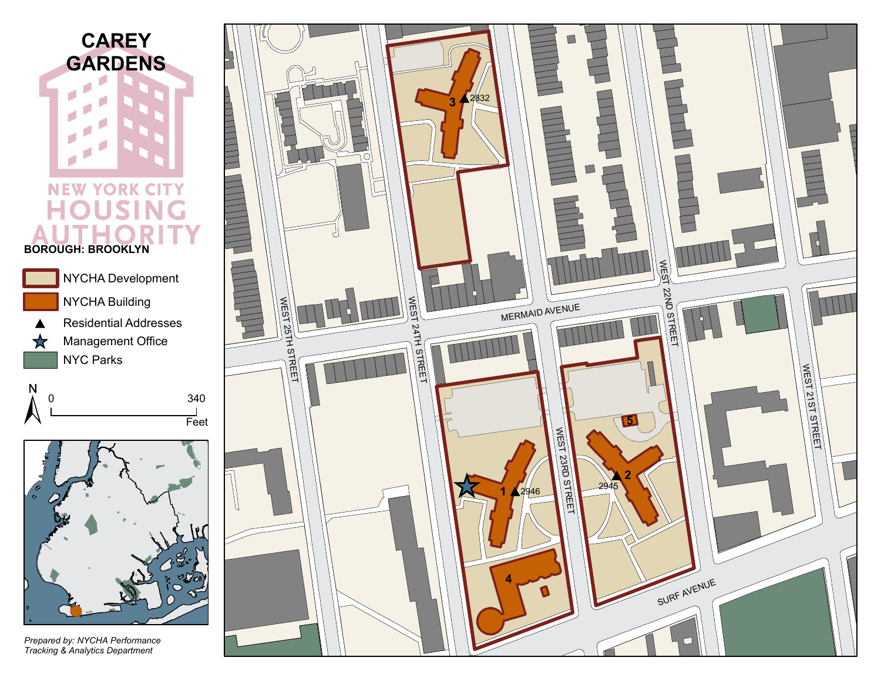# CAREY GARDENS

NEW YORK CITY HOUSING AUTHORITY

**BOROUGH: BROOKLYN**

- NYCHA Development
- NYCHA Building
- Residential Addresses
- Management Office
- NYC Parks

N

0 340 Feet

*Prepared by: NYCHA Performance Tracking & Analytics Department*

WEST 25TH STREET

WEST 24TH STREET

WEST 23RD STREET

WEST 22ND STREET

WEST 21ST STREET

MERMAID AVENUE

SURF AVENUE

1 2946

2 2945

3 2832

4

5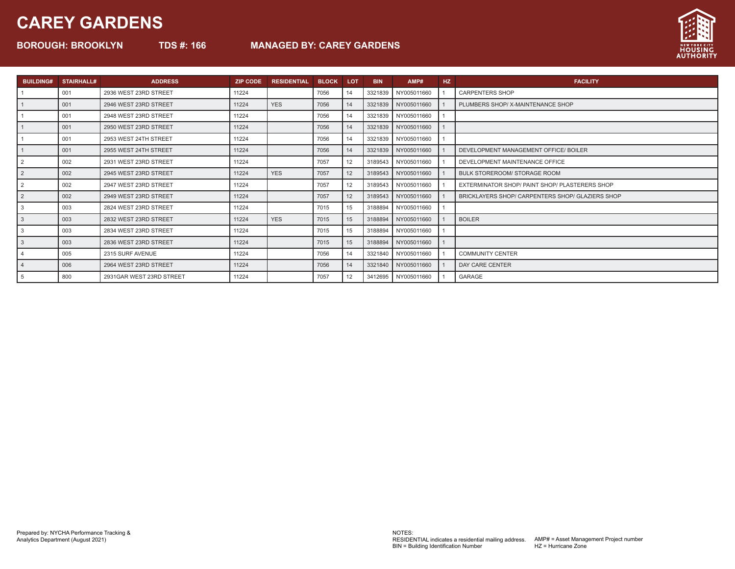# CAREY GARDENS

**BOROUGH: BROOKLYN** **TDS #: 166** **MANAGED BY: CAREY GARDENS**

NEW YORK CITY HOUSING AUTHORITY

| BUILDING# | STAIRHALL# | ADDRESS | ZIP CODE | RESIDENTIAL | BLOCK | LOT | BIN | AMP# | HZ | FACILITY |
|---|---|---|---|---|---|---|---|---|---|---|
| 1 | 001 | 2936 WEST 23RD STREET | 11224 | | 7056 | 14 | 3321839 | NY005011660 | 1 | CARPENTERS SHOP |
| 1 | 001 | 2946 WEST 23RD STREET | 11224 | YES | 7056 | 14 | 3321839 | NY005011660 | 1 | PLUMBERS SHOP/ X-MAINTENANCE SHOP |
| 1 | 001 | 2948 WEST 23RD STREET | 11224 | | 7056 | 14 | 3321839 | NY005011660 | 1 | |
| 1 | 001 | 2950 WEST 23RD STREET | 11224 | | 7056 | 14 | 3321839 | NY005011660 | 1 | |
| 1 | 001 | 2953 WEST 24TH STREET | 11224 | | 7056 | 14 | 3321839 | NY005011660 | 1 | |
| 1 | 001 | 2955 WEST 24TH STREET | 11224 | | 7056 | 14 | 3321839 | NY005011660 | 1 | DEVELOPMENT MANAGEMENT OFFICE/ BOILER |
| 2 | 002 | 2931 WEST 23RD STREET | 11224 | | 7057 | 12 | 3189543 | NY005011660 | 1 | DEVELOPMENT MAINTENANCE OFFICE |
| 2 | 002 | 2945 WEST 23RD STREET | 11224 | YES | 7057 | 12 | 3189543 | NY005011660 | 1 | BULK STOREROOM/ STORAGE ROOM |
| 2 | 002 | 2947 WEST 23RD STREET | 11224 | | 7057 | 12 | 3189543 | NY005011660 | 1 | EXTERMINATOR SHOP/ PAINT SHOP/ PLASTERERS SHOP |
| 2 | 002 | 2949 WEST 23RD STREET | 11224 | | 7057 | 12 | 3189543 | NY005011660 | 1 | BRICKLAYERS SHOP/ CARPENTERS SHOP/ GLAZIERS SHOP |
| 3 | 003 | 2824 WEST 23RD STREET | 11224 | | 7015 | 15 | 3188894 | NY005011660 | 1 | |
| 3 | 003 | 2832 WEST 23RD STREET | 11224 | YES | 7015 | 15 | 3188894 | NY005011660 | 1 | BOILER |
| 3 | 003 | 2834 WEST 23RD STREET | 11224 | | 7015 | 15 | 3188894 | NY005011660 | 1 | |
| 3 | 003 | 2836 WEST 23RD STREET | 11224 | | 7015 | 15 | 3188894 | NY005011660 | 1 | |
| 4 | 005 | 2315 SURF AVENUE | 11224 | | 7056 | 14 | 3321840 | NY005011660 | 1 | COMMUNITY CENTER |
| 4 | 006 | 2964 WEST 23RD STREET | 11224 | | 7056 | 14 | 3321840 | NY005011660 | 1 | DAY CARE CENTER |
| 5 | 800 | 2931GAR WEST 23RD STREET | 11224 | | 7057 | 12 | 3412695 | NY005011660 | 1 | GARAGE |

Prepared by: NYCHA Performance Tracking & Analytics Department (August 2021)

NOTES:
RESIDENTIAL indicates a residential mailing address.
BIN = Building Identification Number
AMP# = Asset Management Project number
HZ = Hurricane Zone